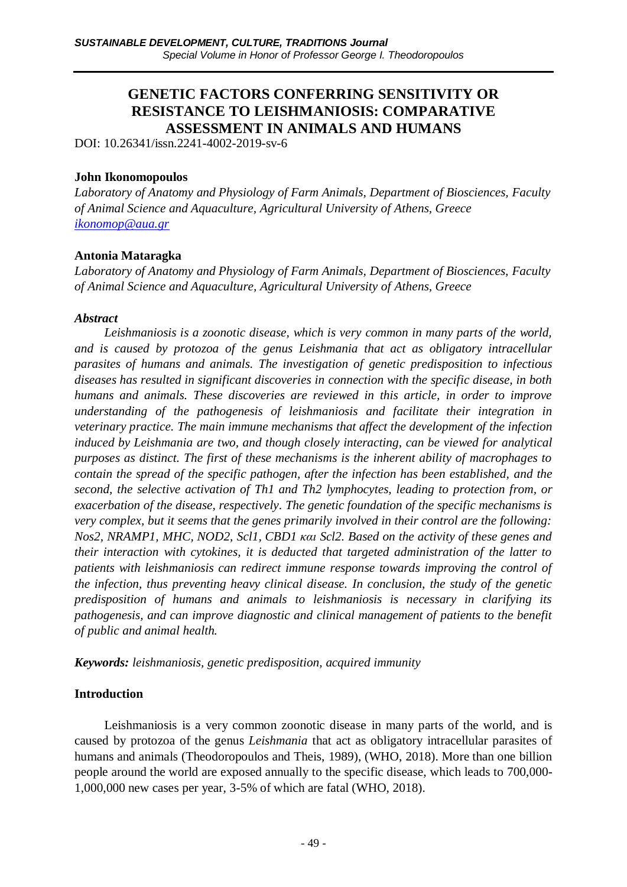# GENETIC FACTORS CONFERRING SENSITIVITY OR RESISTANCE TO LEISHMANIOSIS: COMPARATIVE ASSESSMENT IN ANIMALS AND HUMANS

DOI: 10.26341/issn.2241-4002-2019-sv-6

**John Ikonomopoulos**

*Laboratory of Anatomy and Physiology of Farm Animals, Department of Biosciences, Faculty of Animal Science and Aquaculture, Agricultural University of Athens, Greece*
*ikonomop@aua.gr*

**Antonia Mataragka**

*Laboratory of Anatomy and Physiology of Farm Animals, Department of Biosciences, Faculty of Animal Science and Aquaculture, Agricultural University of Athens, Greece*

***Abstract***

*Leishmaniosis is a zoonotic disease, which is very common in many parts of the world, and is caused by protozoa of the genus Leishmania that act as obligatory intracellular parasites of humans and animals. The investigation of genetic predisposition to infectious diseases has resulted in significant discoveries in connection with the specific disease, in both humans and animals. These discoveries are reviewed in this article, in order to improve understanding of the pathogenesis of leishmaniosis and facilitate their integration in veterinary practice. The main immune mechanisms that affect the development of the infection induced by Leishmania are two, and though closely interacting, can be viewed for analytical purposes as distinct. The first of these mechanisms is the inherent ability of macrophages to contain the spread of the specific pathogen, after the infection has been established, and the second, the selective activation of Th1 and Th2 lymphocytes, leading to protection from, or exacerbation of the disease, respectively. The genetic foundation of the specific mechanisms is very complex, but it seems that the genes primarily involved in their control are the following: Nos2, NRAMP1, MHC, NOD2, Scl1, CBD1 και Scl2. Based on the activity of these genes and their interaction with cytokines, it is deducted that targeted administration of the latter to patients with leishmaniosis can redirect immune response towards improving the control of the infection, thus preventing heavy clinical disease. In conclusion, the study of the genetic predisposition of humans and animals to leishmaniosis is necessary in clarifying its pathogenesis, and can improve diagnostic and clinical management of patients to the benefit of public and animal health.*

***Keywords:*** *leishmaniosis, genetic predisposition, acquired immunity*

## Introduction

Leishmaniosis is a very common zoonotic disease in many parts of the world, and is caused by protozoa of the genus *Leishmania* that act as obligatory intracellular parasites of humans and animals (Theodoropoulos and Theis, 1989), (WHO, 2018). More than one billion people around the world are exposed annually to the specific disease, which leads to 700,000-1,000,000 new cases per year, 3-5% of which are fatal (WHO, 2018).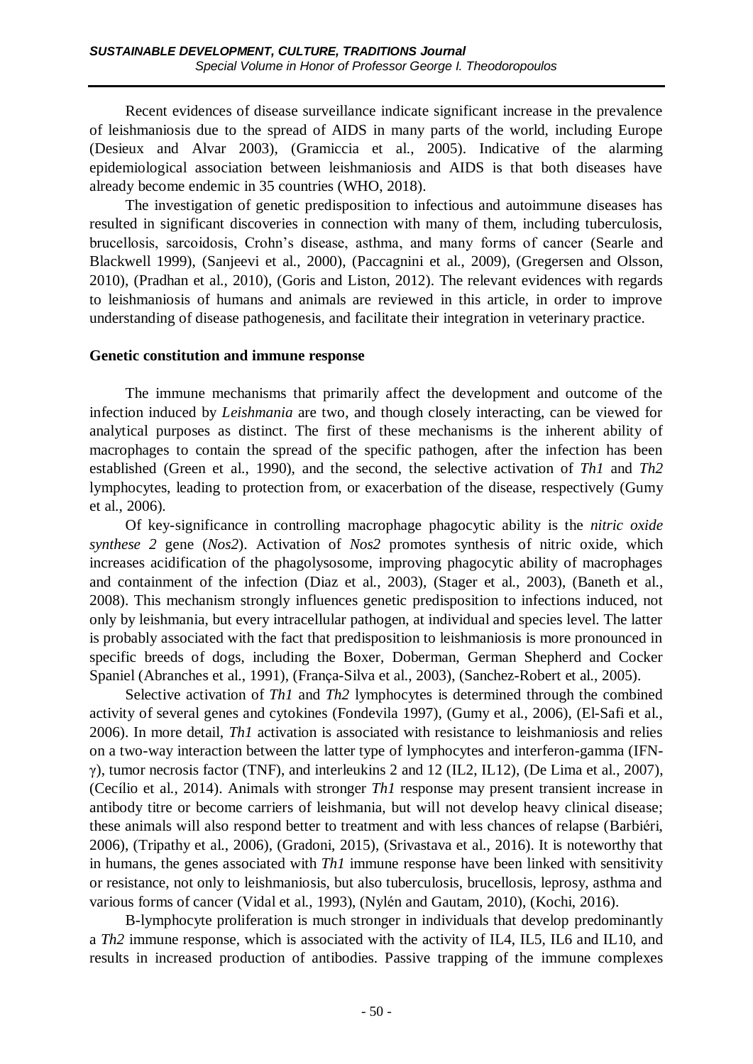Recent evidences of disease surveillance indicate significant increase in the prevalence of leishmaniosis due to the spread of AIDS in many parts of the world, including Europe (Desieux and Alvar 2003), (Gramiccia et al., 2005). Indicative of the alarming epidemiological association between leishmaniosis and AIDS is that both diseases have already become endemic in 35 countries (WHO, 2018).

The investigation of genetic predisposition to infectious and autoimmune diseases has resulted in significant discoveries in connection with many of them, including tuberculosis, brucellosis, sarcoidosis, Crohn's disease, asthma, and many forms of cancer (Searle and Blackwell 1999), (Sanjeevi et al., 2000), (Paccagnini et al., 2009), (Gregersen and Olsson, 2010), (Pradhan et al., 2010), (Goris and Liston, 2012). The relevant evidences with regards to leishmaniosis of humans and animals are reviewed in this article, in order to improve understanding of disease pathogenesis, and facilitate their integration in veterinary practice.

## Genetic constitution and immune response

The immune mechanisms that primarily affect the development and outcome of the infection induced by *Leishmania* are two, and though closely interacting, can be viewed for analytical purposes as distinct. The first of these mechanisms is the inherent ability of macrophages to contain the spread of the specific pathogen, after the infection has been established (Green et al., 1990), and the second, the selective activation of *Th1* and *Th2* lymphocytes, leading to protection from, or exacerbation of the disease, respectively (Gumy et al., 2006).

Of key-significance in controlling macrophage phagocytic ability is the *nitric oxide synthese 2* gene (*Nos2*). Activation of *Nos2* promotes synthesis of nitric oxide, which increases acidification of the phagolysosome, improving phagocytic ability of macrophages and containment of the infection (Diaz et al., 2003), (Stager et al., 2003), (Baneth et al., 2008). This mechanism strongly influences genetic predisposition to infections induced, not only by leishmania, but every intracellular pathogen, at individual and species level. The latter is probably associated with the fact that predisposition to leishmaniosis is more pronounced in specific breeds of dogs, including the Boxer, Doberman, German Shepherd and Cocker Spaniel (Abranches et al., 1991), (França-Silva et al., 2003), (Sanchez-Robert et al., 2005).

Selective activation of *Th1* and *Th2* lymphocytes is determined through the combined activity of several genes and cytokines (Fondevila 1997), (Gumy et al., 2006), (El-Safi et al., 2006). In more detail, *Th1* activation is associated with resistance to leishmaniosis and relies on a two-way interaction between the latter type of lymphocytes and interferon-gamma (IFN-γ), tumor necrosis factor (TNF), and interleukins 2 and 12 (IL2, IL12), (De Lima et al., 2007), (Cecílio et al., 2014). Animals with stronger *Th1* response may present transient increase in antibody titre or become carriers of leishmania, but will not develop heavy clinical disease; these animals will also respond better to treatment and with less chances of relapse (Barbiéri, 2006), (Tripathy et al., 2006), (Gradoni, 2015), (Srivastava et al., 2016). It is noteworthy that in humans, the genes associated with *Th1* immune response have been linked with sensitivity or resistance, not only to leishmaniosis, but also tuberculosis, brucellosis, leprosy, asthma and various forms of cancer (Vidal et al., 1993), (Nylén and Gautam, 2010), (Kochi, 2016).

B-lymphocyte proliferation is much stronger in individuals that develop predominantly a *Th2* immune response, which is associated with the activity of IL4, IL5, IL6 and IL10, and results in increased production of antibodies. Passive trapping of the immune complexes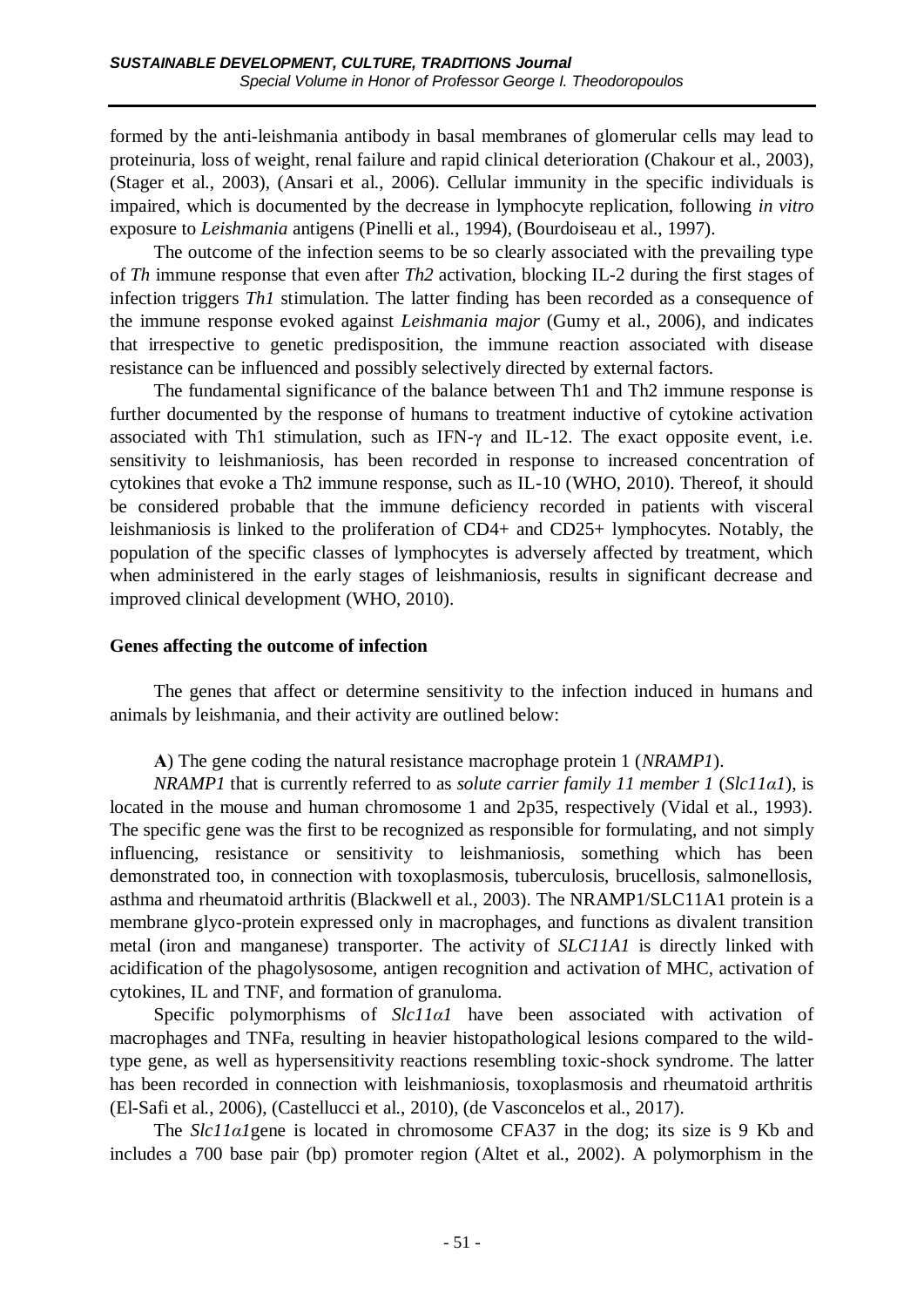formed by the anti-leishmania antibody in basal membranes of glomerular cells may lead to proteinuria, loss of weight, renal failure and rapid clinical deterioration (Chakour et al., 2003), (Stager et al., 2003), (Ansari et al., 2006). Cellular immunity in the specific individuals is impaired, which is documented by the decrease in lymphocyte replication, following *in vitro* exposure to *Leishmania* antigens (Pinelli et al., 1994), (Bourdoiseau et al., 1997).

The outcome of the infection seems to be so clearly associated with the prevailing type of *Th* immune response that even after *Th2* activation, blocking IL-2 during the first stages of infection triggers *Th1* stimulation. The latter finding has been recorded as a consequence of the immune response evoked against *Leishmania major* (Gumy et al., 2006), and indicates that irrespective to genetic predisposition, the immune reaction associated with disease resistance can be influenced and possibly selectively directed by external factors.

The fundamental significance of the balance between Th1 and Th2 immune response is further documented by the response of humans to treatment inductive of cytokine activation associated with Th1 stimulation, such as IFN-γ and IL-12. The exact opposite event, i.e. sensitivity to leishmaniosis, has been recorded in response to increased concentration of cytokines that evoke a Th2 immune response, such as IL-10 (WHO, 2010). Thereof, it should be considered probable that the immune deficiency recorded in patients with visceral leishmaniosis is linked to the proliferation of CD4+ and CD25+ lymphocytes. Notably, the population of the specific classes of lymphocytes is adversely affected by treatment, which when administered in the early stages of leishmaniosis, results in significant decrease and improved clinical development (WHO, 2010).

**Genes affecting the outcome of infection**

The genes that affect or determine sensitivity to the infection induced in humans and animals by leishmania, and their activity are outlined below:

**A**) The gene coding the natural resistance macrophage protein 1 (*NRAMP1*).

*NRAMP1* that is currently referred to as *solute carrier family 11 member 1* (*Slc11α1*), is located in the mouse and human chromosome 1 and 2p35, respectively (Vidal et al., 1993). The specific gene was the first to be recognized as responsible for formulating, and not simply influencing, resistance or sensitivity to leishmaniosis, something which has been demonstrated too, in connection with toxoplasmosis, tuberculosis, brucellosis, salmonellosis, asthma and rheumatoid arthritis (Blackwell et al., 2003). The NRAMP1/SLC11A1 protein is a membrane glyco-protein expressed only in macrophages, and functions as divalent transition metal (iron and manganese) transporter. The activity of *SLC11A1* is directly linked with acidification of the phagolysosome, antigen recognition and activation of MHC, activation of cytokines, IL and TNF, and formation of granuloma.

Specific polymorphisms of *Slc11α1* have been associated with activation of macrophages and TNFa, resulting in heavier histopathological lesions compared to the wild-type gene, as well as hypersensitivity reactions resembling toxic-shock syndrome. The latter has been recorded in connection with leishmaniosis, toxoplasmosis and rheumatoid arthritis (El-Safi et al., 2006), (Castellucci et al., 2010), (de Vasconcelos et al., 2017).

The *Slc11α1*gene is located in chromosome CFA37 in the dog; its size is 9 Kb and includes a 700 base pair (bp) promoter region (Altet et al., 2002). A polymorphism in the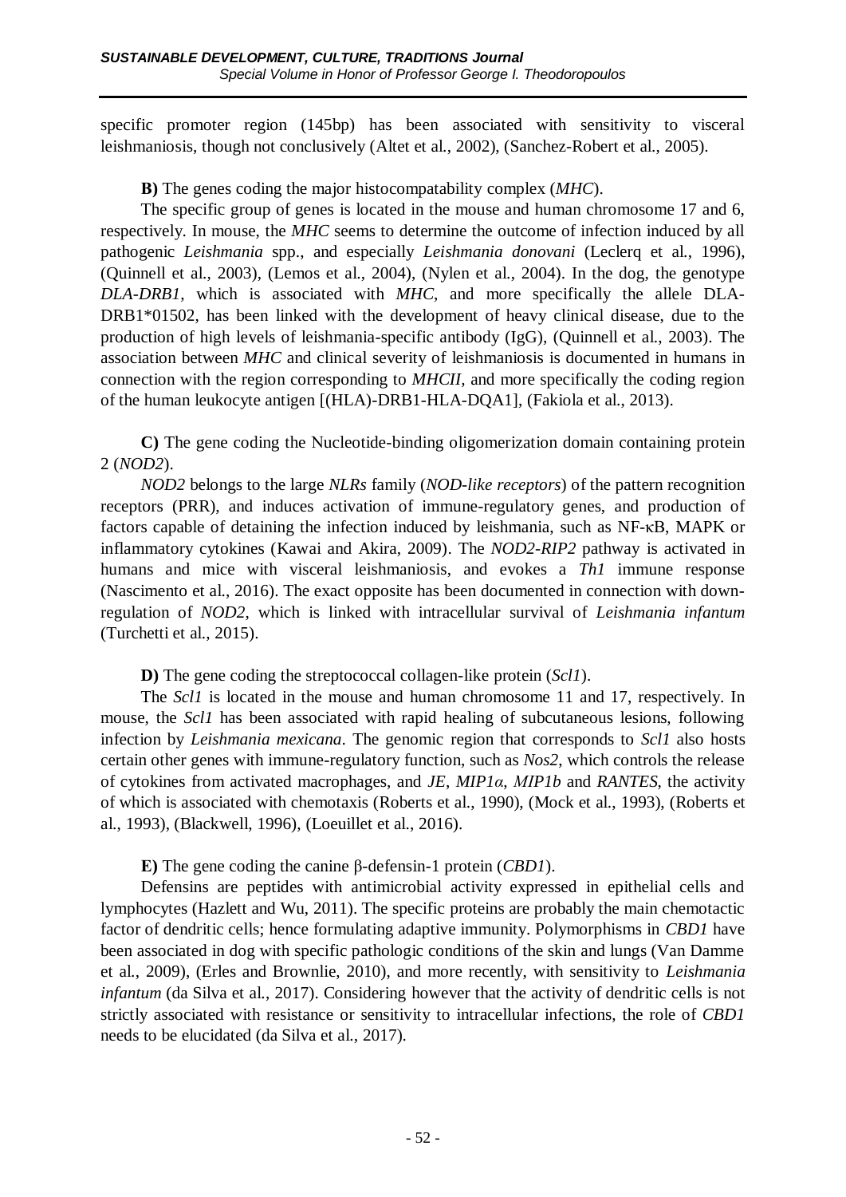specific promoter region (145bp) has been associated with sensitivity to visceral leishmaniosis, though not conclusively (Altet et al., 2002), (Sanchez-Robert et al., 2005).

**B)** The genes coding the major histocompatability complex (*MHC*).

The specific group of genes is located in the mouse and human chromosome 17 and 6, respectively. In mouse, the *MHC* seems to determine the outcome of infection induced by all pathogenic *Leishmania* spp., and especially *Leishmania donovani* (Leclerq et al., 1996), (Quinnell et al., 2003), (Lemos et al., 2004), (Nylen et al., 2004). In the dog, the genotype *DLA-DRB1*, which is associated with *MHC*, and more specifically the allele DLA-DRB1*01502, has been linked with the development of heavy clinical disease, due to the production of high levels of leishmania-specific antibody (IgG), (Quinnell et al., 2003). The association between *MHC* and clinical severity of leishmaniosis is documented in humans in connection with the region corresponding to *MHCII*, and more specifically the coding region of the human leukocyte antigen [(HLA)-DRB1-HLA-DQA1], (Fakiola et al., 2013).

**C)** The gene coding the Nucleotide-binding oligomerization domain containing protein 2 (*NOD2*).

*NOD2* belongs to the large *NLRs* family (*NOD-like receptors*) of the pattern recognition receptors (PRR), and induces activation of immune-regulatory genes, and production of factors capable of detaining the infection induced by leishmania, such as NF-κB, MAPK or inflammatory cytokines (Kawai and Akira, 2009). The *NOD2-RIP2* pathway is activated in humans and mice with visceral leishmaniosis, and evokes a *Th1* immune response (Nascimento et al., 2016). The exact opposite has been documented in connection with down-regulation of *NOD2*, which is linked with intracellular survival of *Leishmania infantum* (Turchetti et al., 2015).

**D)** The gene coding the streptococcal collagen-like protein (*Scl1*).

The *Scl1* is located in the mouse and human chromosome 11 and 17, respectively. In mouse, the *Scl1* has been associated with rapid healing of subcutaneous lesions, following infection by *Leishmania mexicana*. The genomic region that corresponds to *Scl1* also hosts certain other genes with immune-regulatory function, such as *Nos2*, which controls the release of cytokines from activated macrophages, and *JE*, *MIP1α*, *MIP1b* and *RANTES*, the activity of which is associated with chemotaxis (Roberts et al., 1990), (Mock et al., 1993), (Roberts et al., 1993), (Blackwell, 1996), (Loeuillet et al., 2016).

**E)** The gene coding the canine β-defensin-1 protein (*CBD1*).

Defensins are peptides with antimicrobial activity expressed in epithelial cells and lymphocytes (Hazlett and Wu, 2011). The specific proteins are probably the main chemotactic factor of dendritic cells; hence formulating adaptive immunity. Polymorphisms in *CBD1* have been associated in dog with specific pathologic conditions of the skin and lungs (Van Damme et al., 2009), (Erles and Brownlie, 2010), and more recently, with sensitivity to *Leishmania infantum* (da Silva et al., 2017). Considering however that the activity of dendritic cells is not strictly associated with resistance or sensitivity to intracellular infections, the role of *CBD1* needs to be elucidated (da Silva et al., 2017).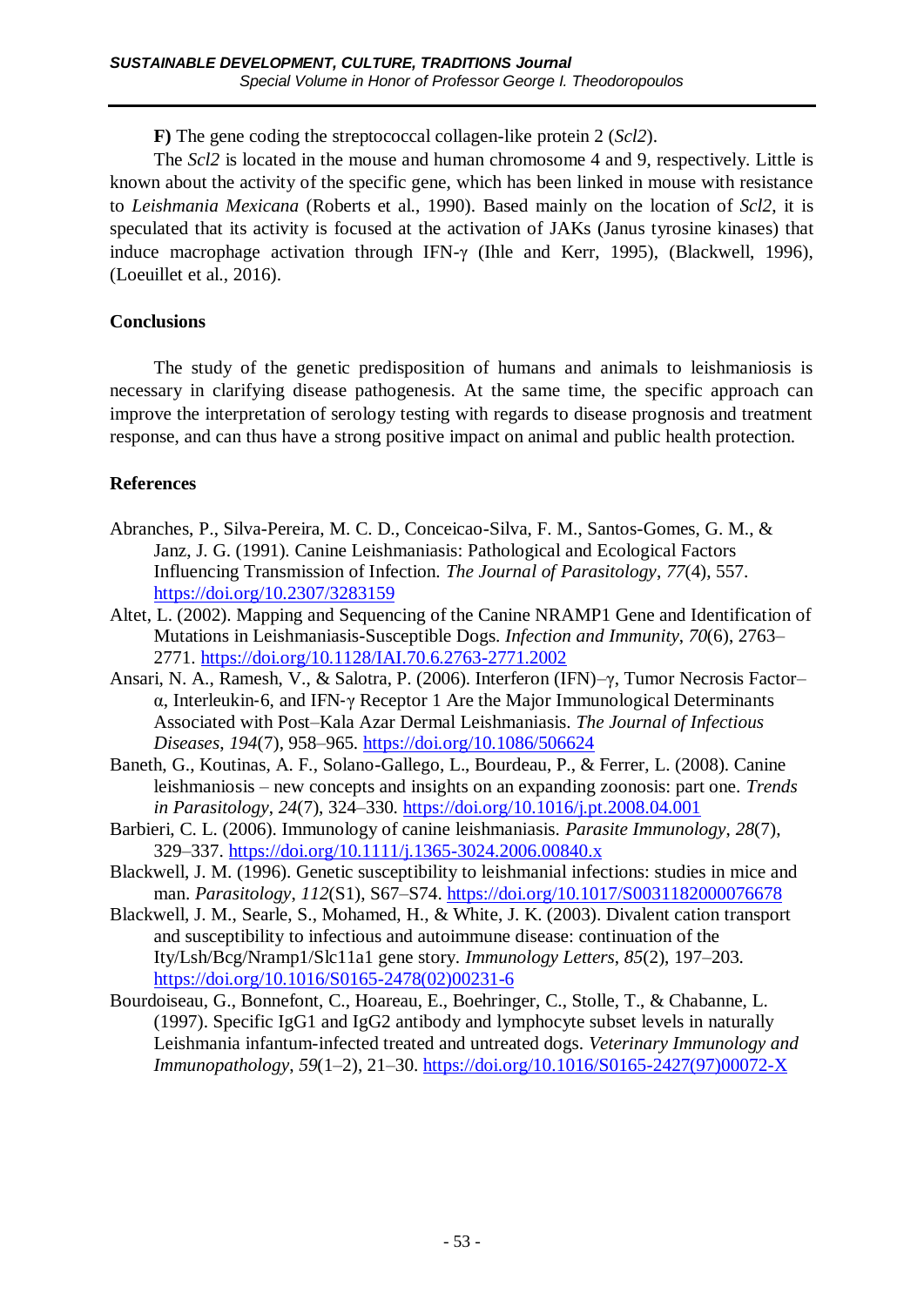**F)** The gene coding the streptococcal collagen-like protein 2 (*Scl2*).

The *Scl2* is located in the mouse and human chromosome 4 and 9, respectively. Little is known about the activity of the specific gene, which has been linked in mouse with resistance to *Leishmania Mexicana* (Roberts et al., 1990). Based mainly on the location of *Scl2*, it is speculated that its activity is focused at the activation of JAKs (Janus tyrosine kinases) that induce macrophage activation through IFN-γ (Ihle and Kerr, 1995), (Blackwell, 1996), (Loeuillet et al., 2016).

## Conclusions

The study of the genetic predisposition of humans and animals to leishmaniosis is necessary in clarifying disease pathogenesis. At the same time, the specific approach can improve the interpretation of serology testing with regards to disease prognosis and treatment response, and can thus have a strong positive impact on animal and public health protection.

## References

Abranches, P., Silva-Pereira, M. C. D., Conceicao-Silva, F. M., Santos-Gomes, G. M., & Janz, J. G. (1991). Canine Leishmaniasis: Pathological and Ecological Factors Influencing Transmission of Infection. *The Journal of Parasitology*, *77*(4), 557. https://doi.org/10.2307/3283159

Altet, L. (2002). Mapping and Sequencing of the Canine NRAMP1 Gene and Identification of Mutations in Leishmaniasis-Susceptible Dogs. *Infection and Immunity*, *70*(6), 2763–2771. https://doi.org/10.1128/IAI.70.6.2763-2771.2002

Ansari, N. A., Ramesh, V., & Salotra, P. (2006). Interferon (IFN)–γ, Tumor Necrosis Factor–α, Interleukin-6, and IFN-γ Receptor 1 Are the Major Immunological Determinants Associated with Post–Kala Azar Dermal Leishmaniasis. *The Journal of Infectious Diseases*, *194*(7), 958–965. https://doi.org/10.1086/506624

Baneth, G., Koutinas, A. F., Solano-Gallego, L., Bourdeau, P., & Ferrer, L. (2008). Canine leishmaniosis – new concepts and insights on an expanding zoonosis: part one. *Trends in Parasitology*, *24*(7), 324–330. https://doi.org/10.1016/j.pt.2008.04.001

Barbieri, C. L. (2006). Immunology of canine leishmaniasis. *Parasite Immunology*, *28*(7), 329–337. https://doi.org/10.1111/j.1365-3024.2006.00840.x

Blackwell, J. M. (1996). Genetic susceptibility to leishmanial infections: studies in mice and man. *Parasitology*, *112*(S1), S67–S74. https://doi.org/10.1017/S0031182000076678

Blackwell, J. M., Searle, S., Mohamed, H., & White, J. K. (2003). Divalent cation transport and susceptibility to infectious and autoimmune disease: continuation of the Ity/Lsh/Bcg/Nramp1/Slc11a1 gene story. *Immunology Letters*, *85*(2), 197–203. https://doi.org/10.1016/S0165-2478(02)00231-6

Bourdoiseau, G., Bonnefont, C., Hoareau, E., Boehringer, C., Stolle, T., & Chabanne, L. (1997). Specific IgG1 and IgG2 antibody and lymphocyte subset levels in naturally Leishmania infantum-infected treated and untreated dogs. *Veterinary Immunology and Immunopathology*, *59*(1–2), 21–30. https://doi.org/10.1016/S0165-2427(97)00072-X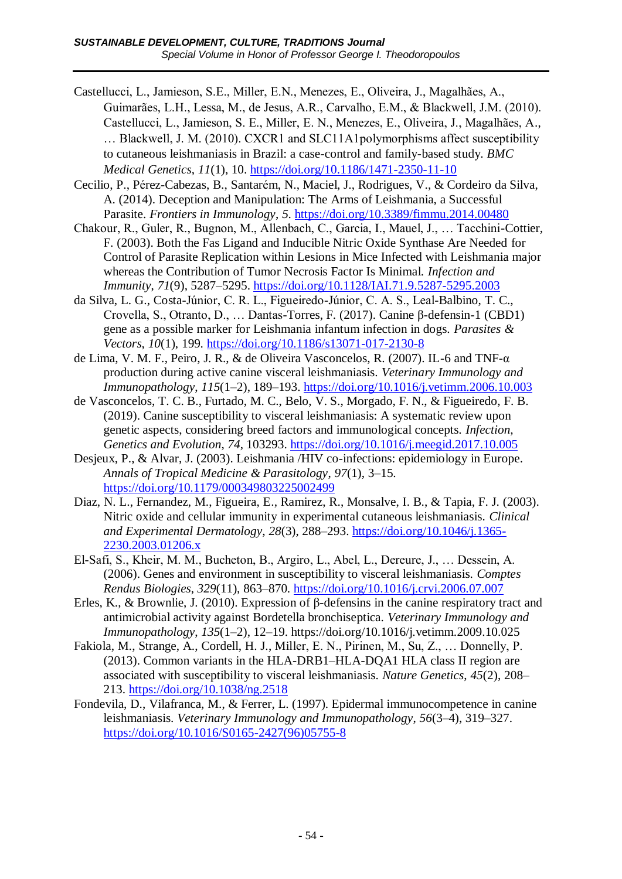Castellucci, L., Jamieson, S.E., Miller, E.N., Menezes, E., Oliveira, J., Magalhães, A., Guimarães, L.H., Lessa, M., de Jesus, A.R., Carvalho, E.M., & Blackwell, J.M. (2010). Castellucci, L., Jamieson, S. E., Miller, E. N., Menezes, E., Oliveira, J., Magalhães, A., … Blackwell, J. M. (2010). CXCR1 and SLC11A1polymorphisms affect susceptibility to cutaneous leishmaniasis in Brazil: a case-control and family-based study. *BMC Medical Genetics*, *11*(1), 10. https://doi.org/10.1186/1471-2350-11-10

Cecilio, P., Pérez-Cabezas, B., Santarém, N., Maciel, J., Rodrigues, V., & Cordeiro da Silva, A. (2014). Deception and Manipulation: The Arms of Leishmania, a Successful Parasite. *Frontiers in Immunology*, *5*. https://doi.org/10.3389/fimmu.2014.00480

Chakour, R., Guler, R., Bugnon, M., Allenbach, C., Garcia, I., Mauel, J., … Tacchini-Cottier, F. (2003). Both the Fas Ligand and Inducible Nitric Oxide Synthase Are Needed for Control of Parasite Replication within Lesions in Mice Infected with Leishmania major whereas the Contribution of Tumor Necrosis Factor Is Minimal. *Infection and Immunity*, *71*(9), 5287–5295. https://doi.org/10.1128/IAI.71.9.5287-5295.2003

da Silva, L. G., Costa-Júnior, C. R. L., Figueiredo-Júnior, C. A. S., Leal-Balbino, T. C., Crovella, S., Otranto, D., … Dantas-Torres, F. (2017). Canine β-defensin-1 (CBD1) gene as a possible marker for Leishmania infantum infection in dogs. *Parasites & Vectors*, *10*(1), 199. https://doi.org/10.1186/s13071-017-2130-8

de Lima, V. M. F., Peiro, J. R., & de Oliveira Vasconcelos, R. (2007). IL-6 and TNF-α production during active canine visceral leishmaniasis. *Veterinary Immunology and Immunopathology*, *115*(1–2), 189–193. https://doi.org/10.1016/j.vetimm.2006.10.003

de Vasconcelos, T. C. B., Furtado, M. C., Belo, V. S., Morgado, F. N., & Figueiredo, F. B. (2019). Canine susceptibility to visceral leishmaniasis: A systematic review upon genetic aspects, considering breed factors and immunological concepts. *Infection, Genetics and Evolution*, *74*, 103293. https://doi.org/10.1016/j.meegid.2017.10.005

Desjeux, P., & Alvar, J. (2003). Leishmania /HIV co-infections: epidemiology in Europe. *Annals of Tropical Medicine & Parasitology*, *97*(1), 3–15. https://doi.org/10.1179/000349803225002499

Diaz, N. L., Fernandez, M., Figueira, E., Ramirez, R., Monsalve, I. B., & Tapia, F. J. (2003). Nitric oxide and cellular immunity in experimental cutaneous leishmaniasis. *Clinical and Experimental Dermatology*, *28*(3), 288–293. https://doi.org/10.1046/j.1365-2230.2003.01206.x

El-Safi, S., Kheir, M. M., Bucheton, B., Argiro, L., Abel, L., Dereure, J., … Dessein, A. (2006). Genes and environment in susceptibility to visceral leishmaniasis. *Comptes Rendus Biologies*, *329*(11), 863–870. https://doi.org/10.1016/j.crvi.2006.07.007

Erles, K., & Brownlie, J. (2010). Expression of β-defensins in the canine respiratory tract and antimicrobial activity against Bordetella bronchiseptica. *Veterinary Immunology and Immunopathology*, *135*(1–2), 12–19. https://doi.org/10.1016/j.vetimm.2009.10.025

Fakiola, M., Strange, A., Cordell, H. J., Miller, E. N., Pirinen, M., Su, Z., … Donnelly, P. (2013). Common variants in the HLA-DRB1–HLA-DQA1 HLA class II region are associated with susceptibility to visceral leishmaniasis. *Nature Genetics*, *45*(2), 208–213. https://doi.org/10.1038/ng.2518

Fondevila, D., Vilafranca, M., & Ferrer, L. (1997). Epidermal immunocompetence in canine leishmaniasis. *Veterinary Immunology and Immunopathology*, *56*(3–4), 319–327. https://doi.org/10.1016/S0165-2427(96)05755-8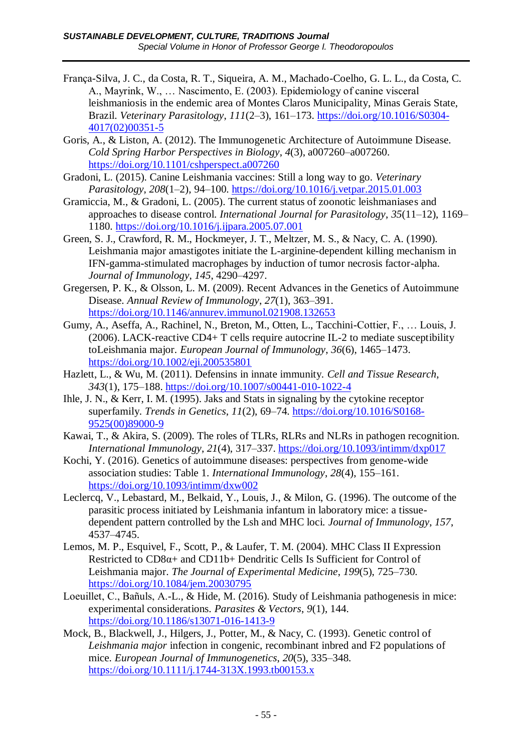França-Silva, J. C., da Costa, R. T., Siqueira, A. M., Machado-Coelho, G. L. L., da Costa, C. A., Mayrink, W., … Nascimento, E. (2003). Epidemiology of canine visceral leishmaniosis in the endemic area of Montes Claros Municipality, Minas Gerais State, Brazil. *Veterinary Parasitology*, *111*(2–3), 161–173. https://doi.org/10.1016/S0304-4017(02)00351-5

Goris, A., & Liston, A. (2012). The Immunogenetic Architecture of Autoimmune Disease. *Cold Spring Harbor Perspectives in Biology*, *4*(3), a007260–a007260. https://doi.org/10.1101/cshperspect.a007260

Gradoni, L. (2015). Canine Leishmania vaccines: Still a long way to go. *Veterinary Parasitology*, *208*(1–2), 94–100. https://doi.org/10.1016/j.vetpar.2015.01.003

Gramiccia, M., & Gradoni, L. (2005). The current status of zoonotic leishmaniases and approaches to disease control. *International Journal for Parasitology*, *35*(11–12), 1169–1180. https://doi.org/10.1016/j.ijpara.2005.07.001

Green, S. J., Crawford, R. M., Hockmeyer, J. T., Meltzer, M. S., & Nacy, C. A. (1990). Leishmania major amastigotes initiate the L-arginine-dependent killing mechanism in IFN-gamma-stimulated macrophages by induction of tumor necrosis factor-alpha. *Journal of Immunology*, *145*, 4290–4297.

Gregersen, P. K., & Olsson, L. M. (2009). Recent Advances in the Genetics of Autoimmune Disease. *Annual Review of Immunology*, *27*(1), 363–391. https://doi.org/10.1146/annurev.immunol.021908.132653

Gumy, A., Aseffa, A., Rachinel, N., Breton, M., Otten, L., Tacchini-Cottier, F., … Louis, J. (2006). LACK-reactive CD4+ T cells require autocrine IL-2 to mediate susceptibility toLeishmania major. *European Journal of Immunology*, *36*(6), 1465–1473. https://doi.org/10.1002/eji.200535801

Hazlett, L., & Wu, M. (2011). Defensins in innate immunity. *Cell and Tissue Research*, *343*(1), 175–188. https://doi.org/10.1007/s00441-010-1022-4

Ihle, J. N., & Kerr, I. M. (1995). Jaks and Stats in signaling by the cytokine receptor superfamily. *Trends in Genetics*, *11*(2), 69–74. https://doi.org/10.1016/S0168-9525(00)89000-9

Kawai, T., & Akira, S. (2009). The roles of TLRs, RLRs and NLRs in pathogen recognition. *International Immunology*, *21*(4), 317–337. https://doi.org/10.1093/intimm/dxp017

Kochi, Y. (2016). Genetics of autoimmune diseases: perspectives from genome-wide association studies: Table 1. *International Immunology*, *28*(4), 155–161. https://doi.org/10.1093/intimm/dxw002

Leclercq, V., Lebastard, M., Belkaid, Y., Louis, J., & Milon, G. (1996). The outcome of the parasitic process initiated by Leishmania infantum in laboratory mice: a tissue-dependent pattern controlled by the Lsh and MHC loci. *Journal of Immunology*, *157*, 4537–4745.

Lemos, M. P., Esquivel, F., Scott, P., & Laufer, T. M. (2004). MHC Class II Expression Restricted to CD8α+ and CD11b+ Dendritic Cells Is Sufficient for Control of Leishmania major. *The Journal of Experimental Medicine*, *199*(5), 725–730. https://doi.org/10.1084/jem.20030795

Loeuillet, C., Bañuls, A.-L., & Hide, M. (2016). Study of Leishmania pathogenesis in mice: experimental considerations. *Parasites & Vectors*, *9*(1), 144. https://doi.org/10.1186/s13071-016-1413-9

Mock, B., Blackwell, J., Hilgers, J., Potter, M., & Nacy, C. (1993). Genetic control of *Leishmania major* infection in congenic, recombinant inbred and F2 populations of mice. *European Journal of Immunogenetics*, *20*(5), 335–348. https://doi.org/10.1111/j.1744-313X.1993.tb00153.x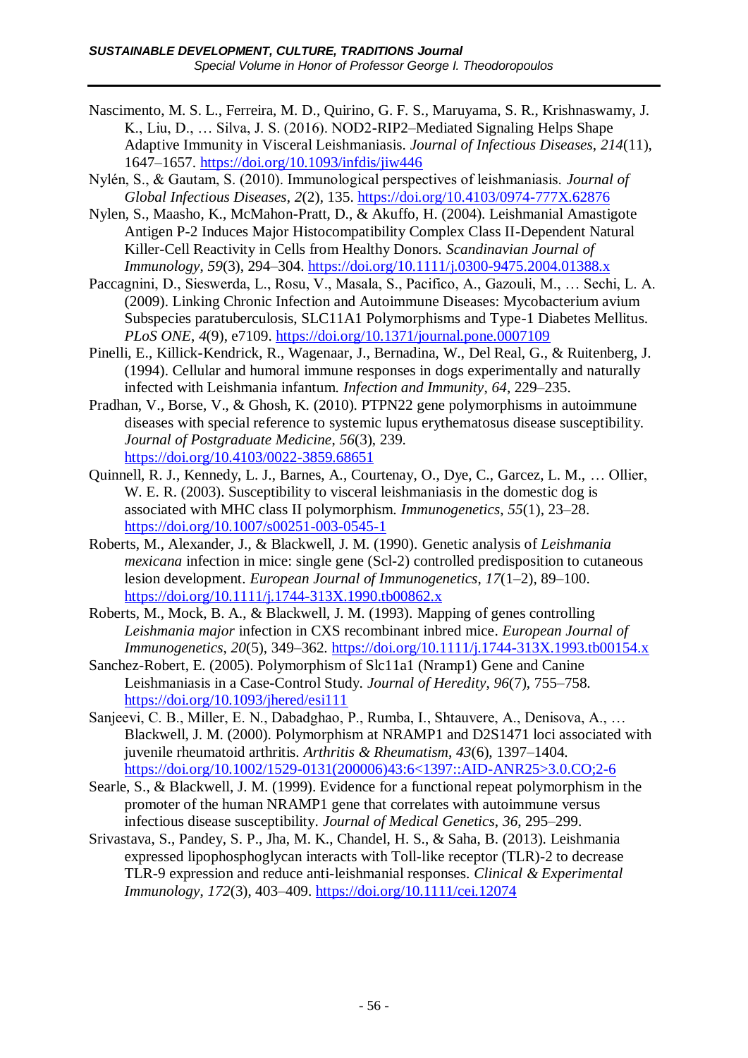Nascimento, M. S. L., Ferreira, M. D., Quirino, G. F. S., Maruyama, S. R., Krishnaswamy, J. K., Liu, D., … Silva, J. S. (2016). NOD2-RIP2–Mediated Signaling Helps Shape Adaptive Immunity in Visceral Leishmaniasis. *Journal of Infectious Diseases*, *214*(11), 1647–1657. https://doi.org/10.1093/infdis/jiw446

Nylén, S., & Gautam, S. (2010). Immunological perspectives of leishmaniasis. *Journal of Global Infectious Diseases*, *2*(2), 135. https://doi.org/10.4103/0974-777X.62876

Nylen, S., Maasho, K., McMahon-Pratt, D., & Akuffo, H. (2004). Leishmanial Amastigote Antigen P-2 Induces Major Histocompatibility Complex Class II-Dependent Natural Killer-Cell Reactivity in Cells from Healthy Donors. *Scandinavian Journal of Immunology*, *59*(3), 294–304. https://doi.org/10.1111/j.0300-9475.2004.01388.x

Paccagnini, D., Sieswerda, L., Rosu, V., Masala, S., Pacifico, A., Gazouli, M., … Sechi, L. A. (2009). Linking Chronic Infection and Autoimmune Diseases: Mycobacterium avium Subspecies paratuberculosis, SLC11A1 Polymorphisms and Type-1 Diabetes Mellitus. *PLoS ONE*, *4*(9), e7109. https://doi.org/10.1371/journal.pone.0007109

Pinelli, E., Killick-Kendrick, R., Wagenaar, J., Bernadina, W., Del Real, G., & Ruitenberg, J. (1994). Cellular and humoral immune responses in dogs experimentally and naturally infected with Leishmania infantum. *Infection and Immunity*, *64*, 229–235.

Pradhan, V., Borse, V., & Ghosh, K. (2010). PTPN22 gene polymorphisms in autoimmune diseases with special reference to systemic lupus erythematosus disease susceptibility. *Journal of Postgraduate Medicine*, *56*(3), 239. https://doi.org/10.4103/0022-3859.68651

Quinnell, R. J., Kennedy, L. J., Barnes, A., Courtenay, O., Dye, C., Garcez, L. M., … Ollier, W. E. R. (2003). Susceptibility to visceral leishmaniasis in the domestic dog is associated with MHC class II polymorphism. *Immunogenetics*, *55*(1), 23–28. https://doi.org/10.1007/s00251-003-0545-1

Roberts, M., Alexander, J., & Blackwell, J. M. (1990). Genetic analysis of *Leishmania mexicana* infection in mice: single gene (Scl-2) controlled predisposition to cutaneous lesion development. *European Journal of Immunogenetics*, *17*(1–2), 89–100. https://doi.org/10.1111/j.1744-313X.1990.tb00862.x

Roberts, M., Mock, B. A., & Blackwell, J. M. (1993). Mapping of genes controlling *Leishmania major* infection in CXS recombinant inbred mice. *European Journal of Immunogenetics*, *20*(5), 349–362. https://doi.org/10.1111/j.1744-313X.1993.tb00154.x

Sanchez-Robert, E. (2005). Polymorphism of Slc11a1 (Nramp1) Gene and Canine Leishmaniasis in a Case-Control Study. *Journal of Heredity*, *96*(7), 755–758. https://doi.org/10.1093/jhered/esi111

Sanjeevi, C. B., Miller, E. N., Dabadghao, P., Rumba, I., Shtauvere, A., Denisova, A., … Blackwell, J. M. (2000). Polymorphism at NRAMP1 and D2S1471 loci associated with juvenile rheumatoid arthritis. *Arthritis & Rheumatism*, *43*(6), 1397–1404. https://doi.org/10.1002/1529-0131(200006)43:6<1397::AID-ANR25>3.0.CO;2-6

Searle, S., & Blackwell, J. M. (1999). Evidence for a functional repeat polymorphism in the promoter of the human NRAMP1 gene that correlates with autoimmune versus infectious disease susceptibility. *Journal of Medical Genetics*, *36*, 295–299.

Srivastava, S., Pandey, S. P., Jha, M. K., Chandel, H. S., & Saha, B. (2013). Leishmania expressed lipophosphoglycan interacts with Toll-like receptor (TLR)-2 to decrease TLR-9 expression and reduce anti-leishmanial responses. *Clinical & Experimental Immunology*, *172*(3), 403–409. https://doi.org/10.1111/cei.12074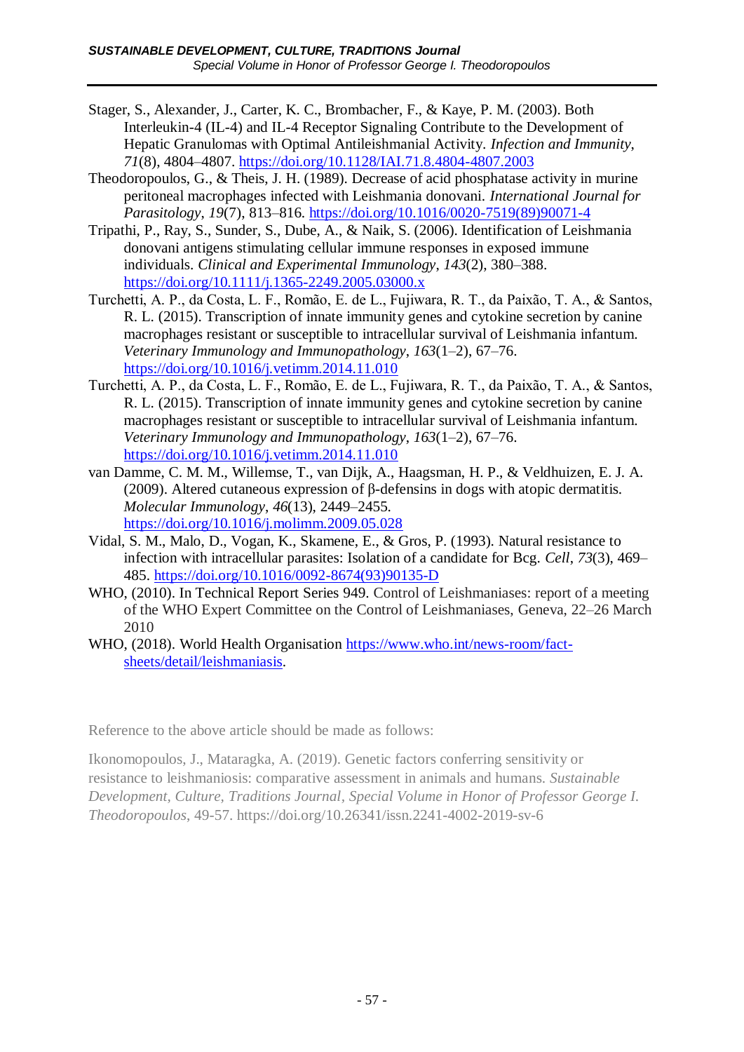Stager, S., Alexander, J., Carter, K. C., Brombacher, F., & Kaye, P. M. (2003). Both Interleukin-4 (IL-4) and IL-4 Receptor Signaling Contribute to the Development of Hepatic Granulomas with Optimal Antileishmanial Activity. *Infection and Immunity*, *71*(8), 4804–4807. https://doi.org/10.1128/IAI.71.8.4804-4807.2003

Theodoropoulos, G., & Theis, J. H. (1989). Decrease of acid phosphatase activity in murine peritoneal macrophages infected with Leishmania donovani. *International Journal for Parasitology*, *19*(7), 813–816. https://doi.org/10.1016/0020-7519(89)90071-4

Tripathi, P., Ray, S., Sunder, S., Dube, A., & Naik, S. (2006). Identification of Leishmania donovani antigens stimulating cellular immune responses in exposed immune individuals. *Clinical and Experimental Immunology*, *143*(2), 380–388. https://doi.org/10.1111/j.1365-2249.2005.03000.x

Turchetti, A. P., da Costa, L. F., Romão, E. de L., Fujiwara, R. T., da Paixão, T. A., & Santos, R. L. (2015). Transcription of innate immunity genes and cytokine secretion by canine macrophages resistant or susceptible to intracellular survival of Leishmania infantum. *Veterinary Immunology and Immunopathology*, *163*(1–2), 67–76. https://doi.org/10.1016/j.vetimm.2014.11.010

Turchetti, A. P., da Costa, L. F., Romão, E. de L., Fujiwara, R. T., da Paixão, T. A., & Santos, R. L. (2015). Transcription of innate immunity genes and cytokine secretion by canine macrophages resistant or susceptible to intracellular survival of Leishmania infantum. *Veterinary Immunology and Immunopathology*, *163*(1–2), 67–76. https://doi.org/10.1016/j.vetimm.2014.11.010

van Damme, C. M. M., Willemse, T., van Dijk, A., Haagsman, H. P., & Veldhuizen, E. J. A. (2009). Altered cutaneous expression of β-defensins in dogs with atopic dermatitis. *Molecular Immunology*, *46*(13), 2449–2455. https://doi.org/10.1016/j.molimm.2009.05.028

Vidal, S. M., Malo, D., Vogan, K., Skamene, E., & Gros, P. (1993). Natural resistance to infection with intracellular parasites: Isolation of a candidate for Bcg. *Cell*, *73*(3), 469–485. https://doi.org/10.1016/0092-8674(93)90135-D

WHO, (2010). In Technical Report Series 949. Control of Leishmaniases: report of a meeting of the WHO Expert Committee on the Control of Leishmaniases, Geneva, 22–26 March 2010

WHO, (2018). World Health Organisation https://www.who.int/news-room/fact-sheets/detail/leishmaniasis.

Reference to the above article should be made as follows:

Ikonomopoulos, J., Mataragka, A. (2019). Genetic factors conferring sensitivity or resistance to leishmaniosis: comparative assessment in animals and humans. *Sustainable Development, Culture, Traditions Journal*, *Special Volume in Honor of Professor George I. Theodoropoulos*, 49-57. https://doi.org/10.26341/issn.2241-4002-2019-sv-6